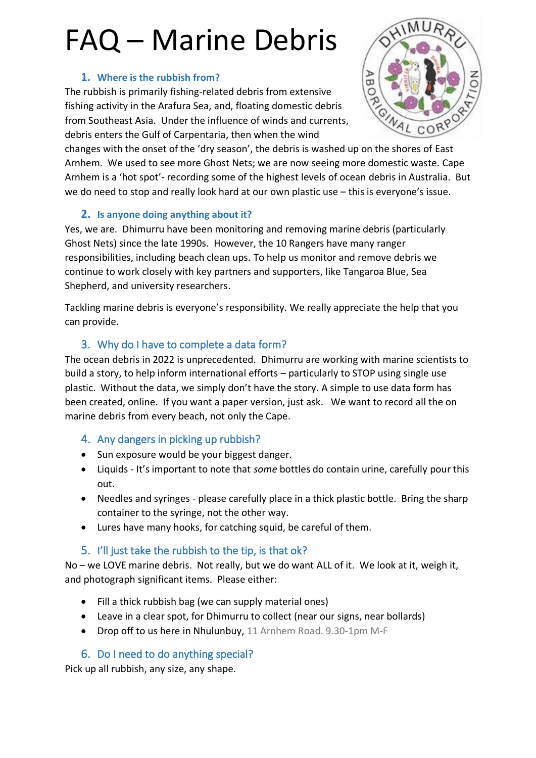# FAQ – Marine Debris

### 1. Where is the rubbish from?

The rubbish is primarily fishing-related debris from extensive fishing activity in the Arafura Sea, and, floating domestic debris from Southeast Asia. Under the influence of winds and currents, debris enters the Gulf of Carpentaria, then when the wind changes with the onset of the 'dry season', the debris is washed up on the shores of East Arnhem. We used to see more Ghost Nets; we are now seeing more domestic waste. Cape Arnhem is a 'hot spot'- recording some of the highest levels of ocean debris in Australia. But we do need to stop and really look hard at our own plastic use – this is everyone's issue.

### 2. Is anyone doing anything about it?

Yes, we are. Dhimurru have been monitoring and removing marine debris (particularly Ghost Nets) since the late 1990s. However, the 10 Rangers have many ranger responsibilities, including beach clean ups. To help us monitor and remove debris we continue to work closely with key partners and supporters, like Tangaroa Blue, Sea Shepherd, and university researchers.

Tackling marine debris is everyone's responsibility. We really appreciate the help that you can provide.

### 3. Why do I have to complete a data form?

The ocean debris in 2022 is unprecedented. Dhimurru are working with marine scientists to build a story, to help inform international efforts – particularly to STOP using single use plastic. Without the data, we simply don't have the story. A simple to use data form has been created, online. If you want a paper version, just ask. We want to record all the on marine debris from every beach, not only the Cape.

### 4. Any dangers in picking up rubbish?

- Sun exposure would be your biggest danger.
- Liquids - It's important to note that *some* bottles do contain urine, carefully pour this out.
- Needles and syringes - please carefully place in a thick plastic bottle. Bring the sharp container to the syringe, not the other way.
- Lures have many hooks, for catching squid, be careful of them.

### 5. I'll just take the rubbish to the tip, is that ok?

No – we LOVE marine debris. Not really, but we do want ALL of it. We look at it, weigh it, and photograph significant items. Please either:

- Fill a thick rubbish bag (we can supply material ones)
- Leave in a clear spot, for Dhimurru to collect (near our signs, near bollards)
- Drop off to us here in Nhulunbuy, 11 Arnhem Road. 9.30-1pm M-F

### 6. Do I need to do anything special?

Pick up all rubbish, any size, any shape.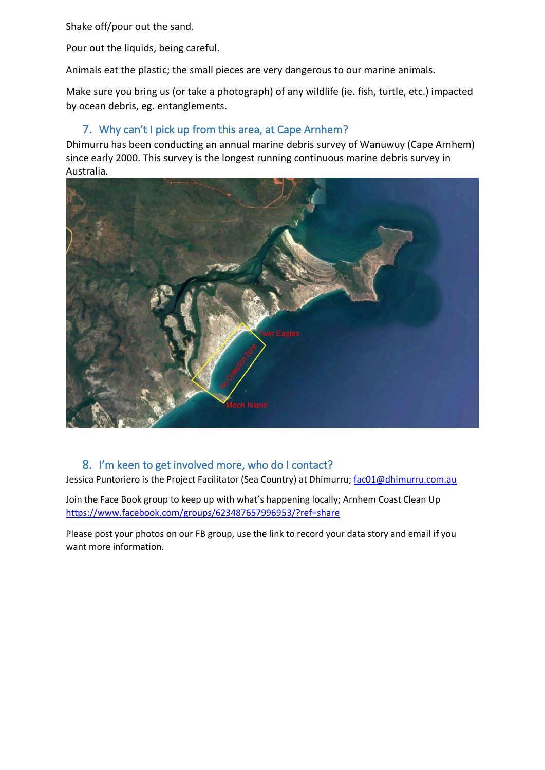Shake off/pour out the sand.

Pour out the liquids, being careful.

Animals eat the plastic; the small pieces are very dangerous to our marine animals.

Make sure you bring us (or take a photograph) of any wildlife (ie. fish, turtle, etc.) impacted by ocean debris, eg. entanglements.

## 7. Why can't I pick up from this area, at Cape Arnhem?

Dhimurru has been conducting an annual marine debris survey of Wanuwuy (Cape Arnhem) since early 2000. This survey is the longest running continuous marine debris survey in Australia.

Twin Eagles

No Collection Zone

Moon Island

## 8. I'm keen to get involved more, who do I contact?

Jessica Puntoriero is the Project Facilitator (Sea Country) at Dhimurru; fac01@dhimurru.com.au

Join the Face Book group to keep up with what's happening locally; Arnhem Coast Clean Up https://www.facebook.com/groups/623487657996953/?ref=share

Please post your photos on our FB group, use the link to record your data story and email if you want more information.